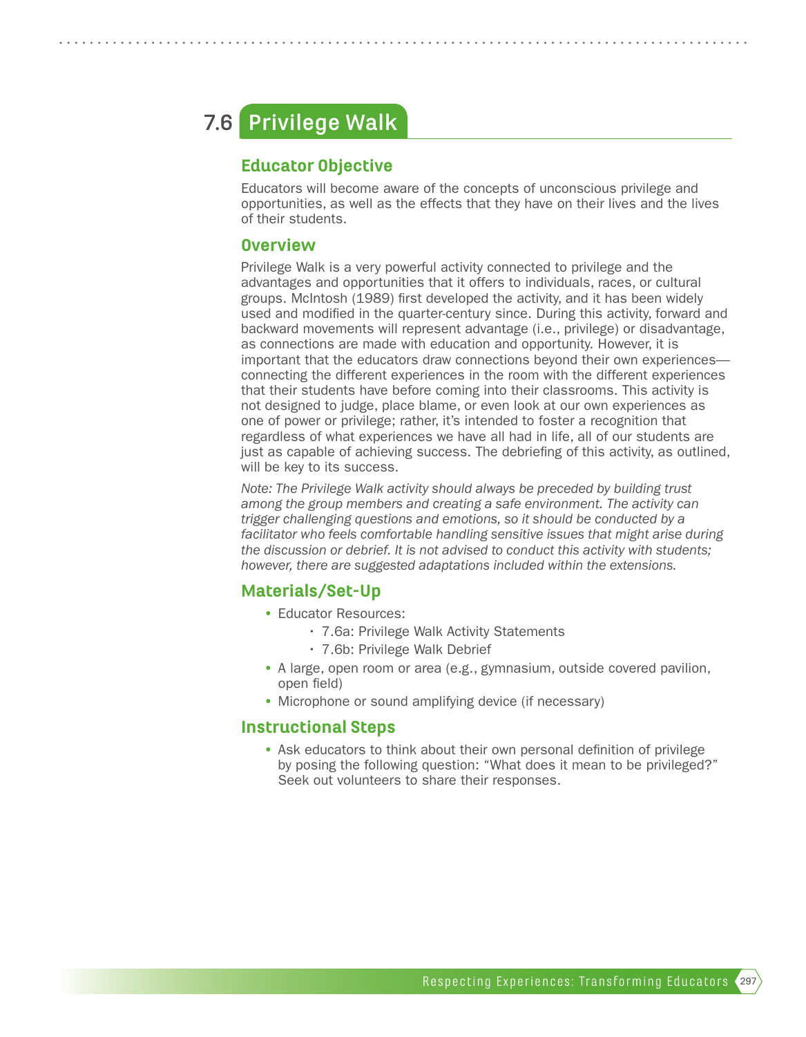# 7.6 Privilege Walk

## Educator Objective

Educators will become aware of the concepts of unconscious privilege and opportunities, as well as the effects that they have on their lives and the lives of their students.

## Overview

Privilege Walk is a very powerful activity connected to privilege and the advantages and opportunities that it offers to individuals, races, or cultural groups. McIntosh (1989) first developed the activity, and it has been widely used and modified in the quarter-century since. During this activity, forward and backward movements will represent advantage (i.e., privilege) or disadvantage, as connections are made with education and opportunity. However, it is important that the educators draw connections beyond their own experiences—connecting the different experiences in the room with the different experiences that their students have before coming into their classrooms. This activity is not designed to judge, place blame, or even look at our own experiences as one of power or privilege; rather, it's intended to foster a recognition that regardless of what experiences we have all had in life, all of our students are just as capable of achieving success. The debriefing of this activity, as outlined, will be key to its success.

*Note: The Privilege Walk activity should always be preceded by building trust among the group members and creating a safe environment. The activity can trigger challenging questions and emotions, so it should be conducted by a facilitator who feels comfortable handling sensitive issues that might arise during the discussion or debrief. It is not advised to conduct this activity with students; however, there are suggested adaptations included within the extensions.*

## Materials/Set-Up

- Educator Resources:
  - 7.6a: Privilege Walk Activity Statements
  - 7.6b: Privilege Walk Debrief
- A large, open room or area (e.g., gymnasium, outside covered pavilion, open field)
- Microphone or sound amplifying device (if necessary)

## Instructional Steps

- Ask educators to think about their own personal definition of privilege by posing the following question: "What does it mean to be privileged?" Seek out volunteers to share their responses.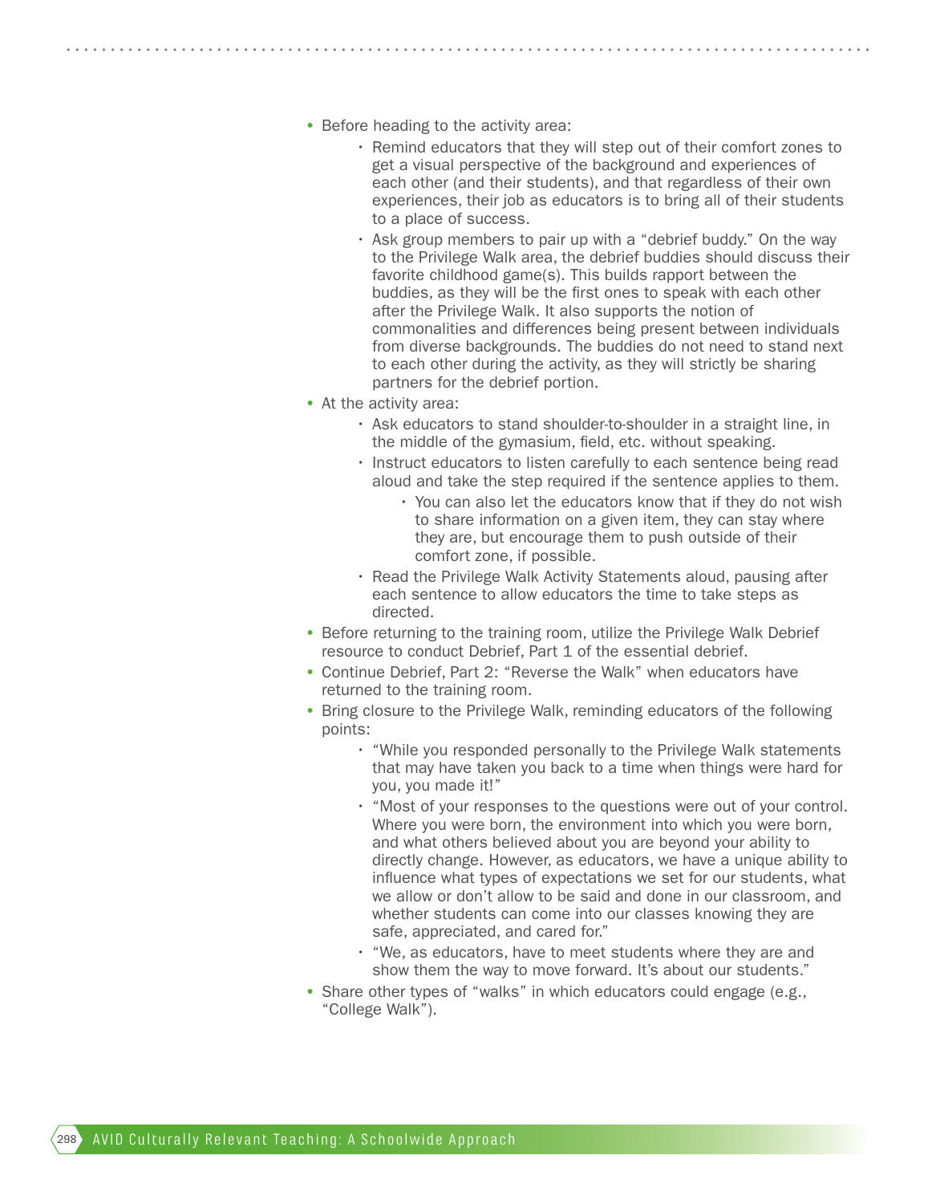- Before heading to the activity area:
    - Remind educators that they will step out of their comfort zones to get a visual perspective of the background and experiences of each other (and their students), and that regardless of their own experiences, their job as educators is to bring all of their students to a place of success.
    - Ask group members to pair up with a "debrief buddy." On the way to the Privilege Walk area, the debrief buddies should discuss their favorite childhood game(s). This builds rapport between the buddies, as they will be the first ones to speak with each other after the Privilege Walk. It also supports the notion of commonalities and differences being present between individuals from diverse backgrounds. The buddies do not need to stand next to each other during the activity, as they will strictly be sharing partners for the debrief portion.
- At the activity area:
    - Ask educators to stand shoulder-to-shoulder in a straight line, in the middle of the gymasium, field, etc. without speaking.
    - Instruct educators to listen carefully to each sentence being read aloud and take the step required if the sentence applies to them.
        - You can also let the educators know that if they do not wish to share information on a given item, they can stay where they are, but encourage them to push outside of their comfort zone, if possible.
    - Read the Privilege Walk Activity Statements aloud, pausing after each sentence to allow educators the time to take steps as directed.
- Before returning to the training room, utilize the Privilege Walk Debrief resource to conduct Debrief, Part 1 of the essential debrief.
- Continue Debrief, Part 2: "Reverse the Walk" when educators have returned to the training room.
- Bring closure to the Privilege Walk, reminding educators of the following points:
    - "While you responded personally to the Privilege Walk statements that may have taken you back to a time when things were hard for you, you made it!"
    - "Most of your responses to the questions were out of your control. Where you were born, the environment into which you were born, and what others believed about you are beyond your ability to directly change. However, as educators, we have a unique ability to influence what types of expectations we set for our students, what we allow or don't allow to be said and done in our classroom, and whether students can come into our classes knowing they are safe, appreciated, and cared for."
    - "We, as educators, have to meet students where they are and show them the way to move forward. It's about our students."
- Share other types of "walks" in which educators could engage (e.g., "College Walk").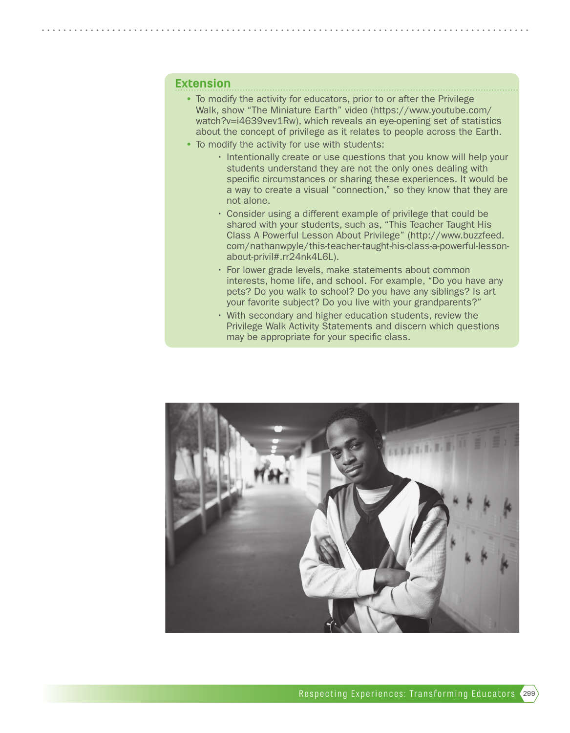## Extension

- To modify the activity for educators, prior to or after the Privilege Walk, show "The Miniature Earth" video (https://www.youtube.com/watch?v=i4639vev1Rw), which reveals an eye-opening set of statistics about the concept of privilege as it relates to people across the Earth.
- To modify the activity for use with students:
  - Intentionally create or use questions that you know will help your students understand they are not the only ones dealing with specific circumstances or sharing these experiences. It would be a way to create a visual "connection," so they know that they are not alone.
  - Consider using a different example of privilege that could be shared with your students, such as, "This Teacher Taught His Class A Powerful Lesson About Privilege" (http://www.buzzfeed.com/nathanwpyle/this-teacher-taught-his-class-a-powerful-lesson-about-privil#.rr24nk4L6L).
  - For lower grade levels, make statements about common interests, home life, and school. For example, "Do you have any pets? Do you walk to school? Do you have any siblings? Is art your favorite subject? Do you live with your grandparents?"
  - With secondary and higher education students, review the Privilege Walk Activity Statements and discern which questions may be appropriate for your specific class.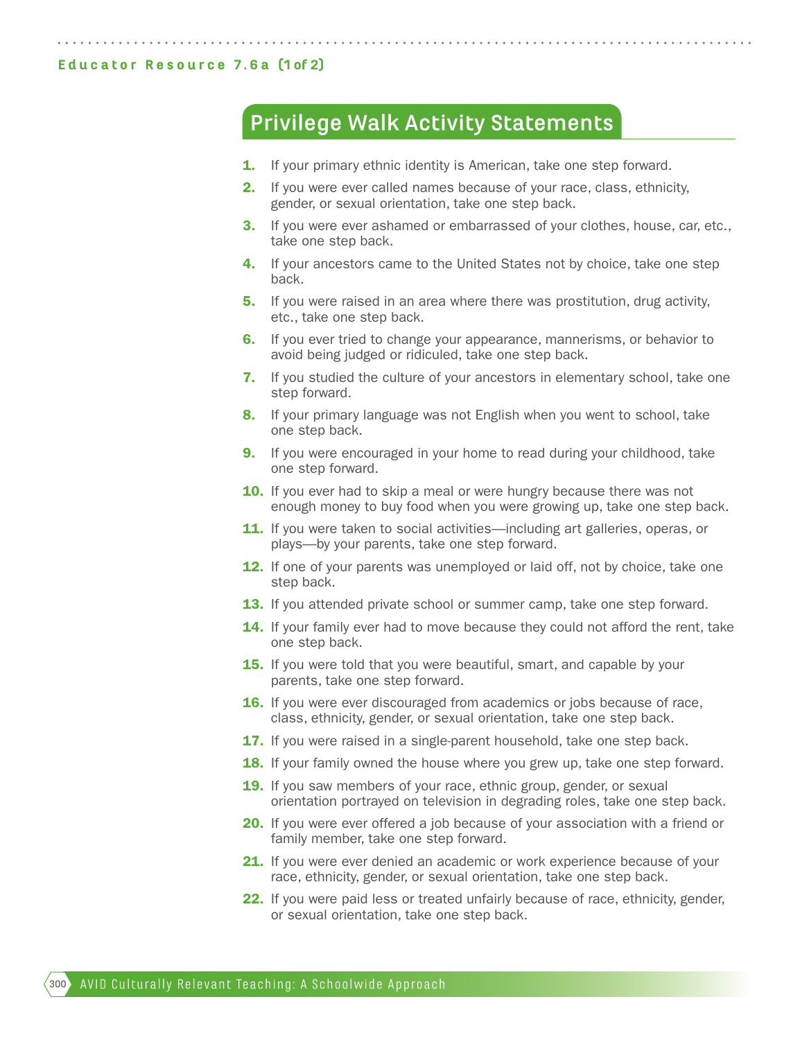Educator Resource 7.6a (1 of 2)

## Privilege Walk Activity Statements

1. If your primary ethnic identity is American, take one step forward.
2. If you were ever called names because of your race, class, ethnicity, gender, or sexual orientation, take one step back.
3. If you were ever ashamed or embarrassed of your clothes, house, car, etc., take one step back.
4. If your ancestors came to the United States not by choice, take one step back.
5. If you were raised in an area where there was prostitution, drug activity, etc., take one step back.
6. If you ever tried to change your appearance, mannerisms, or behavior to avoid being judged or ridiculed, take one step back.
7. If you studied the culture of your ancestors in elementary school, take one step forward.
8. If your primary language was not English when you went to school, take one step back.
9. If you were encouraged in your home to read during your childhood, take one step forward.
10. If you ever had to skip a meal or were hungry because there was not enough money to buy food when you were growing up, take one step back.
11. If you were taken to social activities—including art galleries, operas, or plays—by your parents, take one step forward.
12. If one of your parents was unemployed or laid off, not by choice, take one step back.
13. If you attended private school or summer camp, take one step forward.
14. If your family ever had to move because they could not afford the rent, take one step back.
15. If you were told that you were beautiful, smart, and capable by your parents, take one step forward.
16. If you were ever discouraged from academics or jobs because of race, class, ethnicity, gender, or sexual orientation, take one step back.
17. If you were raised in a single-parent household, take one step back.
18. If your family owned the house where you grew up, take one step forward.
19. If you saw members of your race, ethnic group, gender, or sexual orientation portrayed on television in degrading roles, take one step back.
20. If you were ever offered a job because of your association with a friend or family member, take one step forward.
21. If you were ever denied an academic or work experience because of your race, ethnicity, gender, or sexual orientation, take one step back.
22. If you were paid less or treated unfairly because of race, ethnicity, gender, or sexual orientation, take one step back.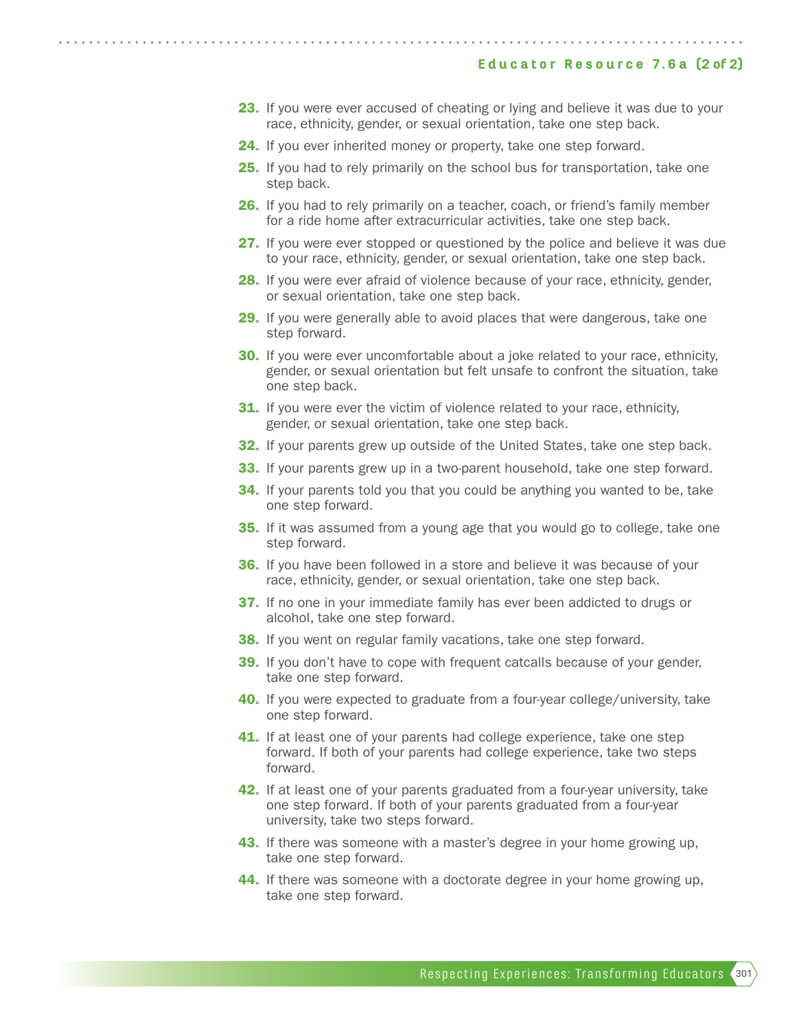23. If you were ever accused of cheating or lying and believe it was due to your race, ethnicity, gender, or sexual orientation, take one step back.
24. If you ever inherited money or property, take one step forward.
25. If you had to rely primarily on the school bus for transportation, take one step back.
26. If you had to rely primarily on a teacher, coach, or friend's family member for a ride home after extracurricular activities, take one step back.
27. If you were ever stopped or questioned by the police and believe it was due to your race, ethnicity, gender, or sexual orientation, take one step back.
28. If you were ever afraid of violence because of your race, ethnicity, gender, or sexual orientation, take one step back.
29. If you were generally able to avoid places that were dangerous, take one step forward.
30. If you were ever uncomfortable about a joke related to your race, ethnicity, gender, or sexual orientation but felt unsafe to confront the situation, take one step back.
31. If you were ever the victim of violence related to your race, ethnicity, gender, or sexual orientation, take one step back.
32. If your parents grew up outside of the United States, take one step back.
33. If your parents grew up in a two-parent household, take one step forward.
34. If your parents told you that you could be anything you wanted to be, take one step forward.
35. If it was assumed from a young age that you would go to college, take one step forward.
36. If you have been followed in a store and believe it was because of your race, ethnicity, gender, or sexual orientation, take one step back.
37. If no one in your immediate family has ever been addicted to drugs or alcohol, take one step forward.
38. If you went on regular family vacations, take one step forward.
39. If you don't have to cope with frequent catcalls because of your gender, take one step forward.
40. If you were expected to graduate from a four-year college/university, take one step forward.
41. If at least one of your parents had college experience, take one step forward. If both of your parents had college experience, take two steps forward.
42. If at least one of your parents graduated from a four-year university, take one step forward. If both of your parents graduated from a four-year university, take two steps forward.
43. If there was someone with a master's degree in your home growing up, take one step forward.
44. If there was someone with a doctorate degree in your home growing up, take one step forward.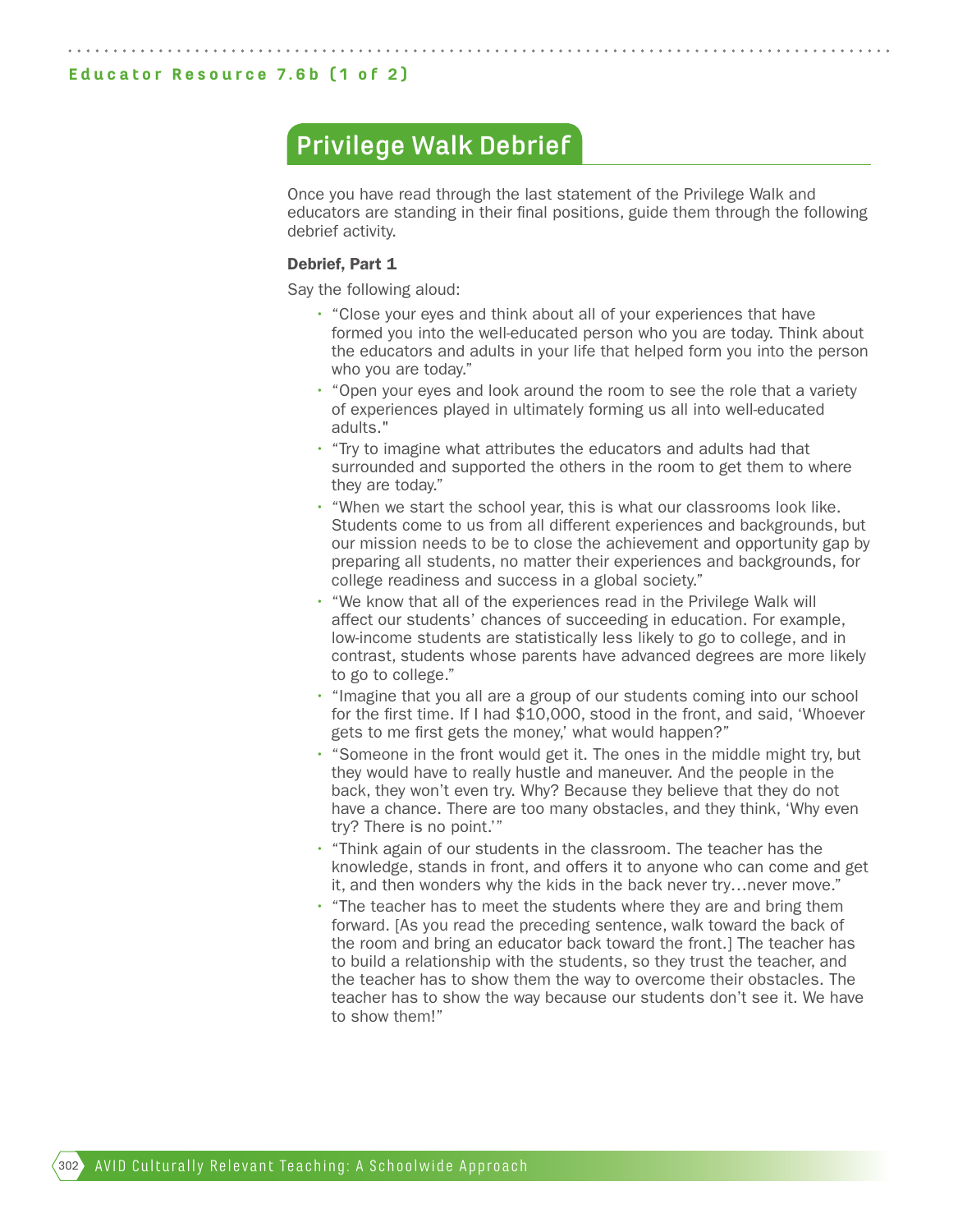Educator Resource 7.6b (1 of 2)

# Privilege Walk Debrief

Once you have read through the last statement of the Privilege Walk and educators are standing in their final positions, guide them through the following debrief activity.

**Debrief, Part 1**

Say the following aloud:

- "Close your eyes and think about all of your experiences that have formed you into the well-educated person who you are today. Think about the educators and adults in your life that helped form you into the person who you are today."
- "Open your eyes and look around the room to see the role that a variety of experiences played in ultimately forming us all into well-educated adults."
- "Try to imagine what attributes the educators and adults had that surrounded and supported the others in the room to get them to where they are today."
- "When we start the school year, this is what our classrooms look like. Students come to us from all different experiences and backgrounds, but our mission needs to be to close the achievement and opportunity gap by preparing all students, no matter their experiences and backgrounds, for college readiness and success in a global society."
- "We know that all of the experiences read in the Privilege Walk will affect our students' chances of succeeding in education. For example, low-income students are statistically less likely to go to college, and in contrast, students whose parents have advanced degrees are more likely to go to college."
- "Imagine that you all are a group of our students coming into our school for the first time. If I had $10,000, stood in the front, and said, 'Whoever gets to me first gets the money,' what would happen?"
- "Someone in the front would get it. The ones in the middle might try, but they would have to really hustle and maneuver. And the people in the back, they won't even try. Why? Because they believe that they do not have a chance. There are too many obstacles, and they think, 'Why even try? There is no point.'"
- "Think again of our students in the classroom. The teacher has the knowledge, stands in front, and offers it to anyone who can come and get it, and then wonders why the kids in the back never try…never move."
- "The teacher has to meet the students where they are and bring them forward. [As you read the preceding sentence, walk toward the back of the room and bring an educator back toward the front.] The teacher has to build a relationship with the students, so they trust the teacher, and the teacher has to show them the way to overcome their obstacles. The teacher has to show the way because our students don't see it. We have to show them!"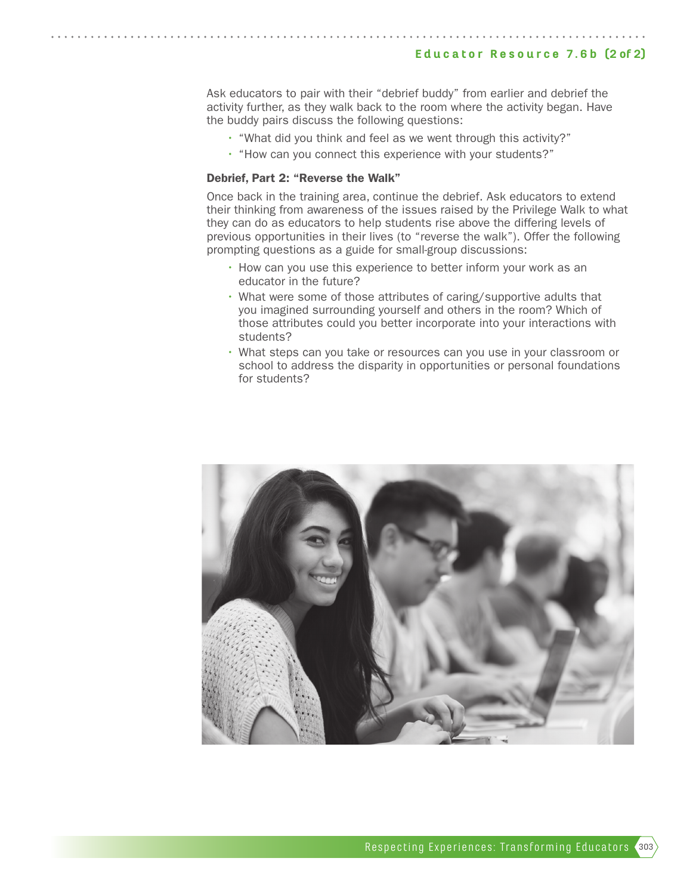Ask educators to pair with their "debrief buddy" from earlier and debrief the activity further, as they walk back to the room where the activity began. Have the buddy pairs discuss the following questions:

- "What did you think and feel as we went through this activity?"
- "How can you connect this experience with your students?"

**Debrief, Part 2: "Reverse the Walk"**

Once back in the training area, continue the debrief. Ask educators to extend their thinking from awareness of the issues raised by the Privilege Walk to what they can do as educators to help students rise above the differing levels of previous opportunities in their lives (to "reverse the walk"). Offer the following prompting questions as a guide for small-group discussions:

- How can you use this experience to better inform your work as an educator in the future?
- What were some of those attributes of caring/supportive adults that you imagined surrounding yourself and others in the room? Which of those attributes could you better incorporate into your interactions with students?
- What steps can you take or resources can you use in your classroom or school to address the disparity in opportunities or personal foundations for students?